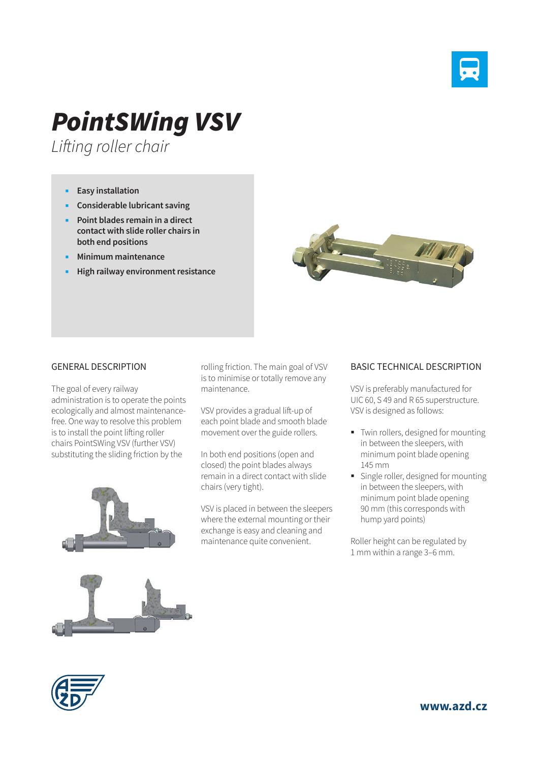# PointSWing VSV

*Lifting roller chair*

- **Easy installation**
- **Considerable lubricant saving**
- **Point blades remain in a direct contact with slide roller chairs in both end positions**
- **Minimum maintenance**
- **High railway environment resistance**

## GENERAL DESCRIPTION

The goal of every railway administration is to operate the points ecologically and almost maintenance-free. One way to resolve this problem is to install the point lifting roller chairs PointSWing VSV (further VSV) substituting the sliding friction by the rolling friction. The main goal of VSV is to minimise or totally remove any maintenance.

VSV provides a gradual lift-up of each point blade and smooth blade movement over the guide rollers.

In both end positions (open and closed) the point blades always remain in a direct contact with slide chairs (very tight).

VSV is placed in between the sleepers where the external mounting or their exchange is easy and cleaning and maintenance quite convenient.

## BASIC TECHNICAL DESCRIPTION

VSV is preferably manufactured for UIC 60, S 49 and R 65 superstructure. VSV is designed as follows:

- Twin rollers, designed for mounting in between the sleepers, with minimum point blade opening 145 mm
- Single roller, designed for mounting in between the sleepers, with minimum point blade opening 90 mm (this corresponds with hump yard points)

Roller height can be regulated by 1 mm within a range 3–6 mm.

www.azd.cz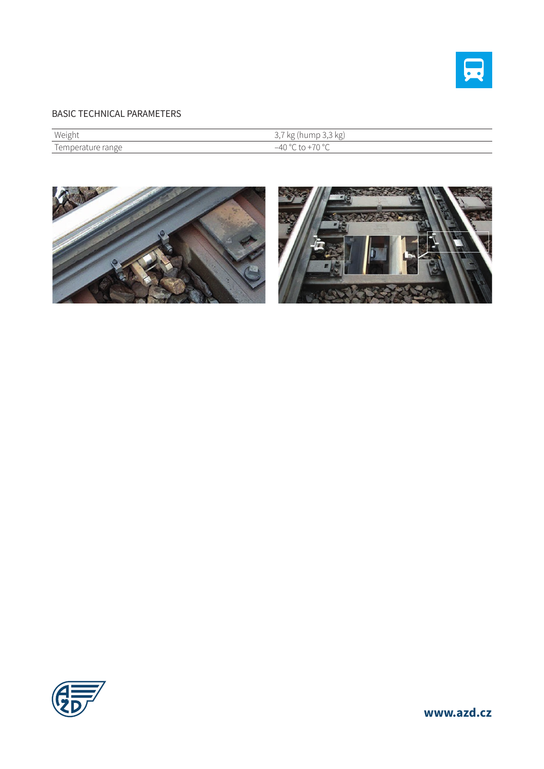BASIC TECHNICAL PARAMETERS

| | |
|---|---|
| Weight | 3,7 kg (hump 3,3 kg) |
| Temperature range | −40 °C to +70 °C |